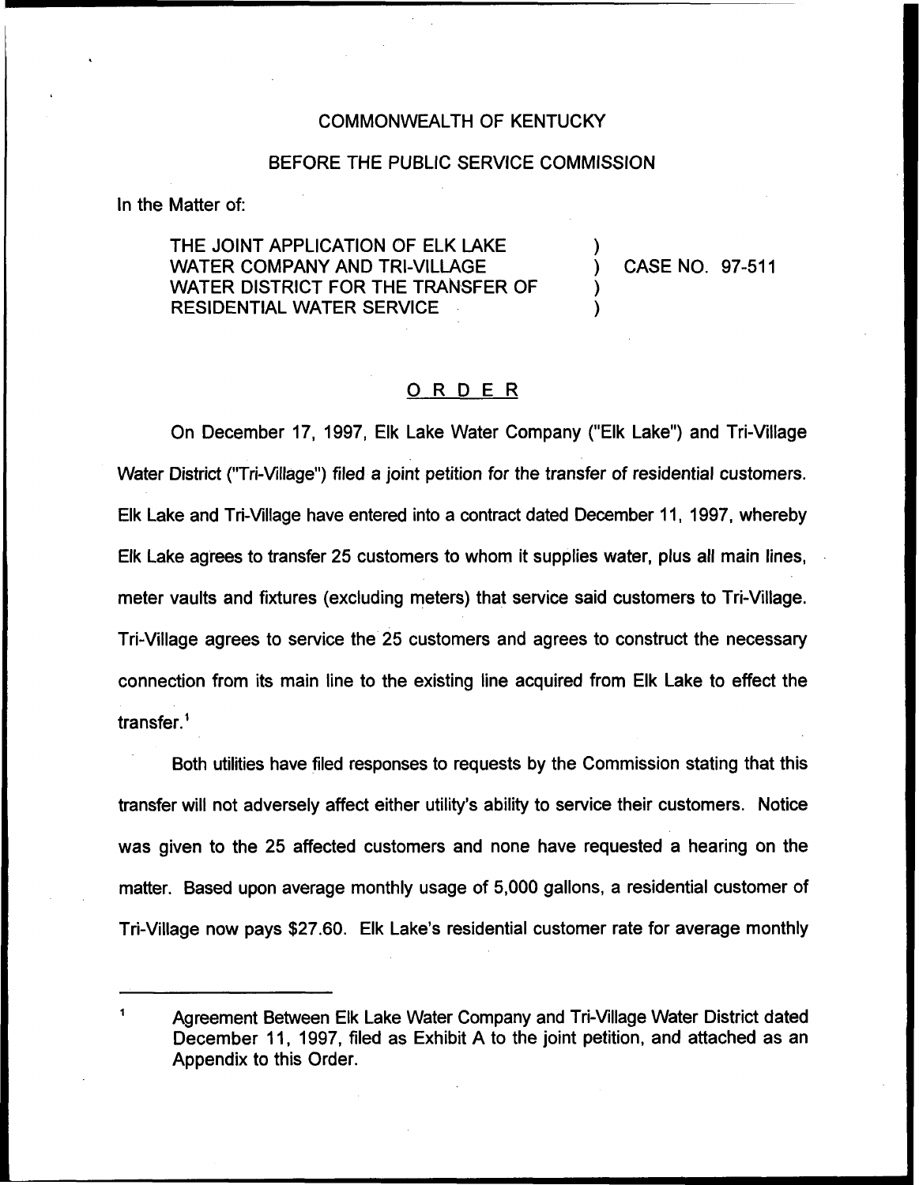COMMONWEALTH OF KENTUCKY

BEFORE THE PUBLIC SERVICE COMMISSION

In the Matter of:

THE JOINT APPLICATION OF ELK LAKE WATER COMPANY AND TRI-VILLAGE WATER DISTRICT FOR THE TRANSFER OF RESIDENTIAL WATER SERVICE ) CASE NO. 97-511

## ORDER

On December 17, 1997, Elk Lake Water Company ("Elk Lake") and Tri-Village Water District ("Tri-Village") filed a joint petition for the transfer of residential customers. Elk Lake and Tri-Village have entered into a contract dated December 11, 1997, whereby Elk Lake agrees to transfer 25 customers to whom it supplies water, plus all main lines, meter vaults and fixtures (excluding meters) that service said customers to Tri-Village. Tri-Village agrees to service the 25 customers and agrees to construct the necessary connection from its main line to the existing line acquired from Elk Lake to effect the transfer.[1]

Both utilities have filed responses to requests by the Commission stating that this transfer will not adversely affect either utility's ability to service their customers. Notice was given to the 25 affected customers and none have requested a hearing on the matter. Based upon average monthly usage of 5,000 gallons, a residential customer of Tri-Village now pays $27.60. Elk Lake's residential customer rate for average monthly

[1] Agreement Between Elk Lake Water Company and Tri-Village Water District dated December 11, 1997, filed as Exhibit A to the joint petition, and attached as an Appendix to this Order.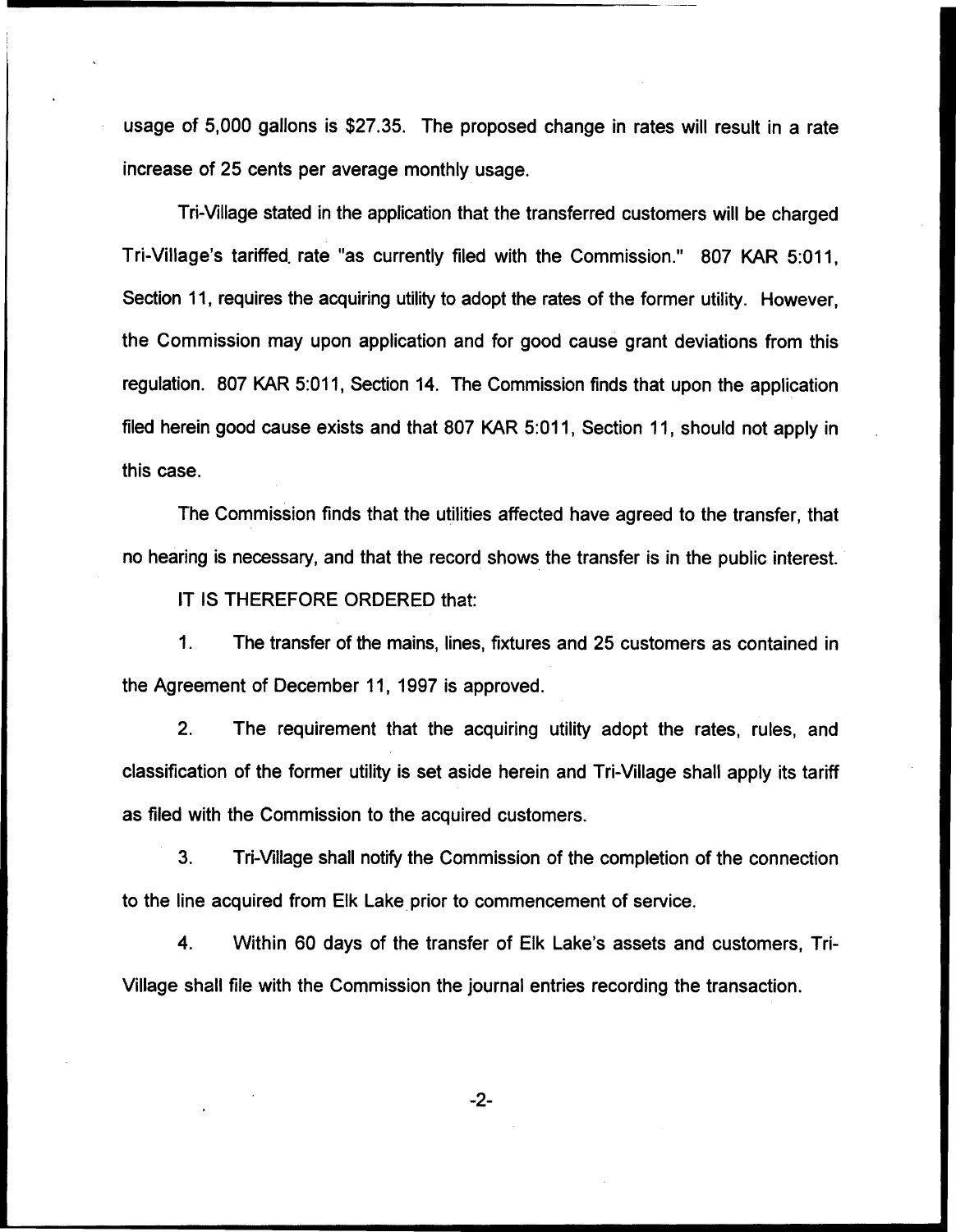usage of 5,000 gallons is $27.35. The proposed change in rates will result in a rate increase of 25 cents per average monthly usage.

Tri-Village stated in the application that the transferred customers will be charged Tri-Village's tariffed rate "as currently filed with the Commission." 807 KAR 5:011, Section 11, requires the acquiring utility to adopt the rates of the former utility. However, the Commission may upon application and for good cause grant deviations from this regulation. 807 KAR 5:011, Section 14. The Commission finds that upon the application filed herein good cause exists and that 807 KAR 5:011, Section 11, should not apply in this case.

The Commission finds that the utilities affected have agreed to the transfer, that no hearing is necessary, and that the record shows the transfer is in the public interest.

IT IS THEREFORE ORDERED that:

1. The transfer of the mains, lines, fixtures and 25 customers as contained in the Agreement of December 11, 1997 is approved.

2. The requirement that the acquiring utility adopt the rates, rules, and classification of the former utility is set aside herein and Tri-Village shall apply its tariff as filed with the Commission to the acquired customers.

3. Tri-Village shall notify the Commission of the completion of the connection to the line acquired from Elk Lake prior to commencement of service.

4. Within 60 days of the transfer of Elk Lake's assets and customers, Tri-Village shall file with the Commission the journal entries recording the transaction.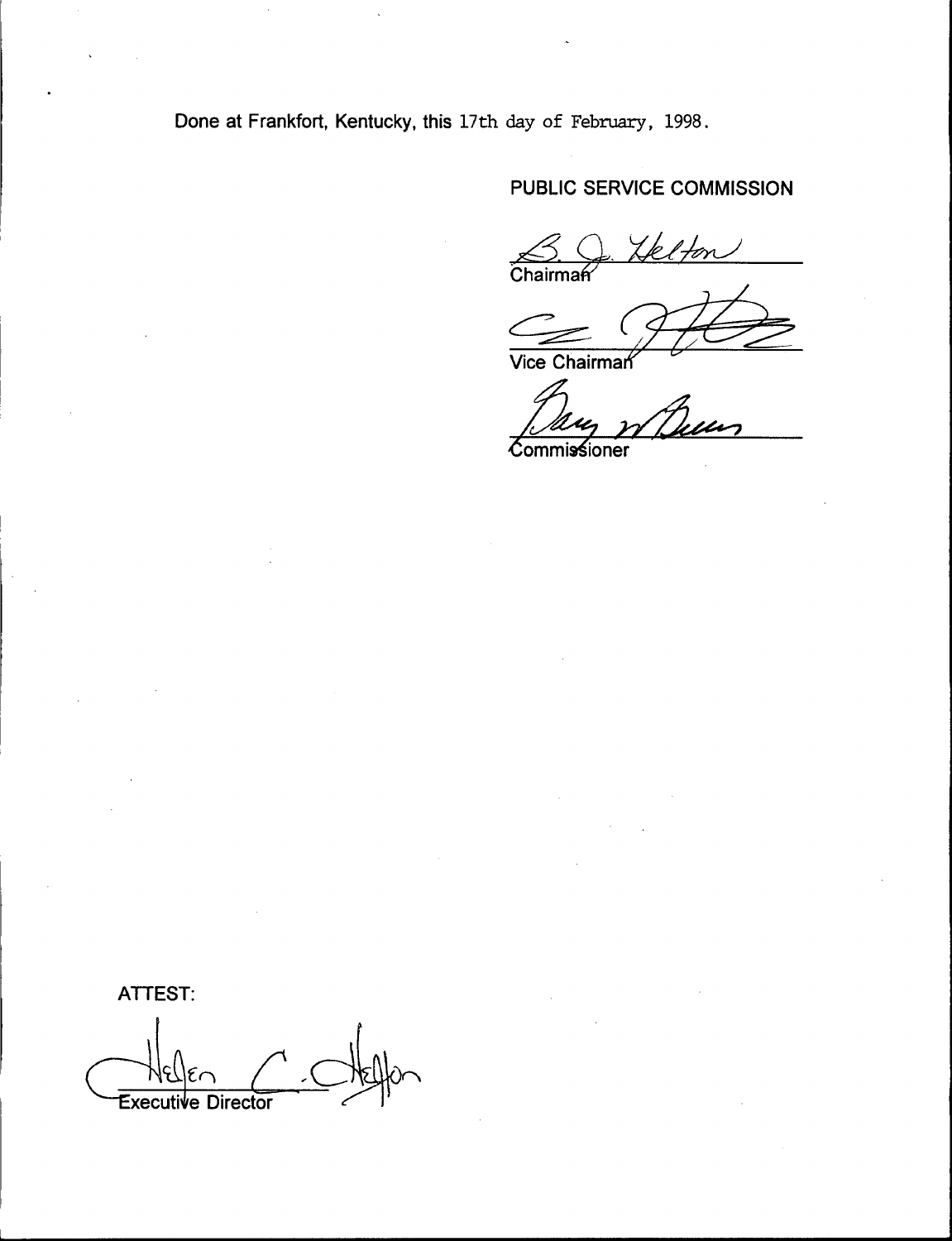Done at Frankfort, Kentucky, this 17th day of February, 1998.

PUBLIC SERVICE COMMISSION

Chairman

Vice Chairman

Commissioner

ATTEST:

Executive Director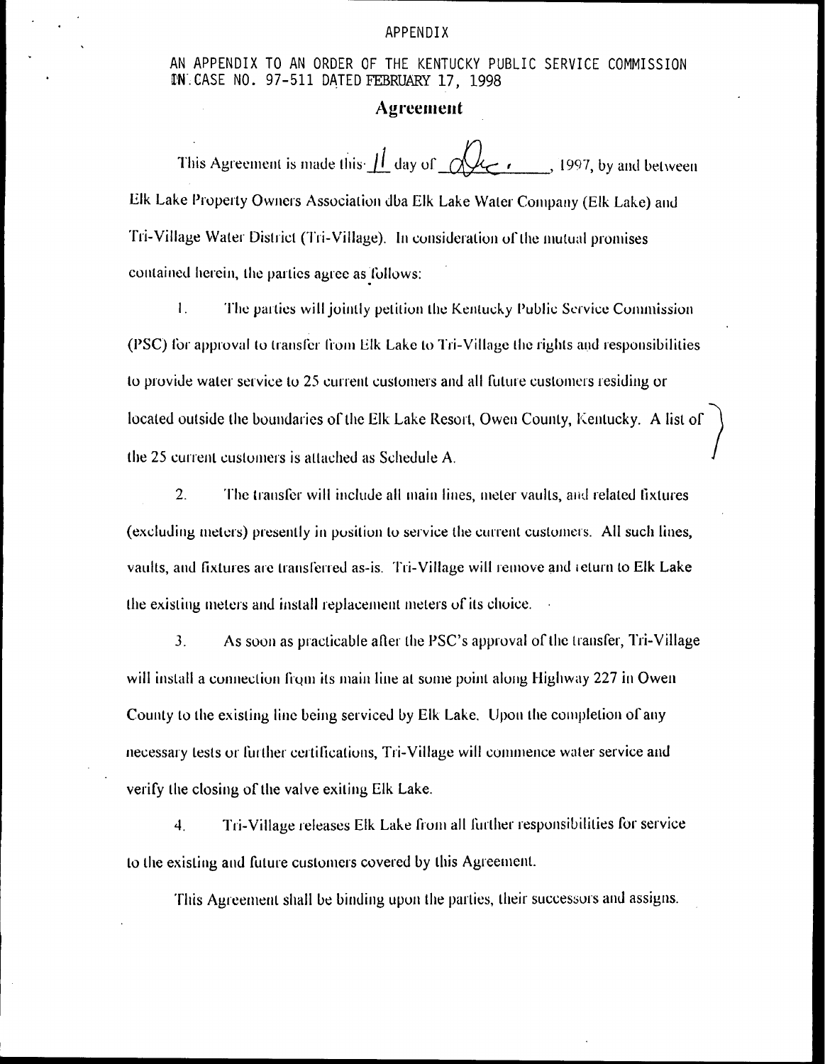APPENDIX

AN APPENDIX TO AN ORDER OF THE KENTUCKY PUBLIC SERVICE COMMISSION IN CASE NO. 97-511 DATED FEBRUARY 17, 1998

## Agreement

This Agreement is made this 11 day of Dec., 1997, by and between Elk Lake Property Owners Association dba Elk Lake Water Company (Elk Lake) and Tri-Village Water District (Tri-Village). In consideration of the mutual promises contained herein, the parties agree as follows:

1. The parties will jointly petition the Kentucky Public Service Commission (PSC) for approval to transfer from Elk Lake to Tri-Village the rights and responsibilities to provide water service to 25 current customers and all future customers residing or located outside the boundaries of the Elk Lake Resort, Owen County, Kentucky. A list of the 25 current customers is attached as Schedule A.

2. The transfer will include all main lines, meter vaults, and related fixtures (excluding meters) presently in position to service the current customers. All such lines, vaults, and fixtures are transferred as-is. Tri-Village will remove and return to Elk Lake the existing meters and install replacement meters of its choice.

3. As soon as practicable after the PSC's approval of the transfer, Tri-Village will install a connection from its main line at some point along Highway 227 in Owen County to the existing line being serviced by Elk Lake. Upon the completion of any necessary tests or further certifications, Tri-Village will commence water service and verify the closing of the valve exiting Elk Lake.

4. Tri-Village releases Elk Lake from all further responsibilities for service to the existing and future customers covered by this Agreement.

This Agreement shall be binding upon the parties, their successors and assigns.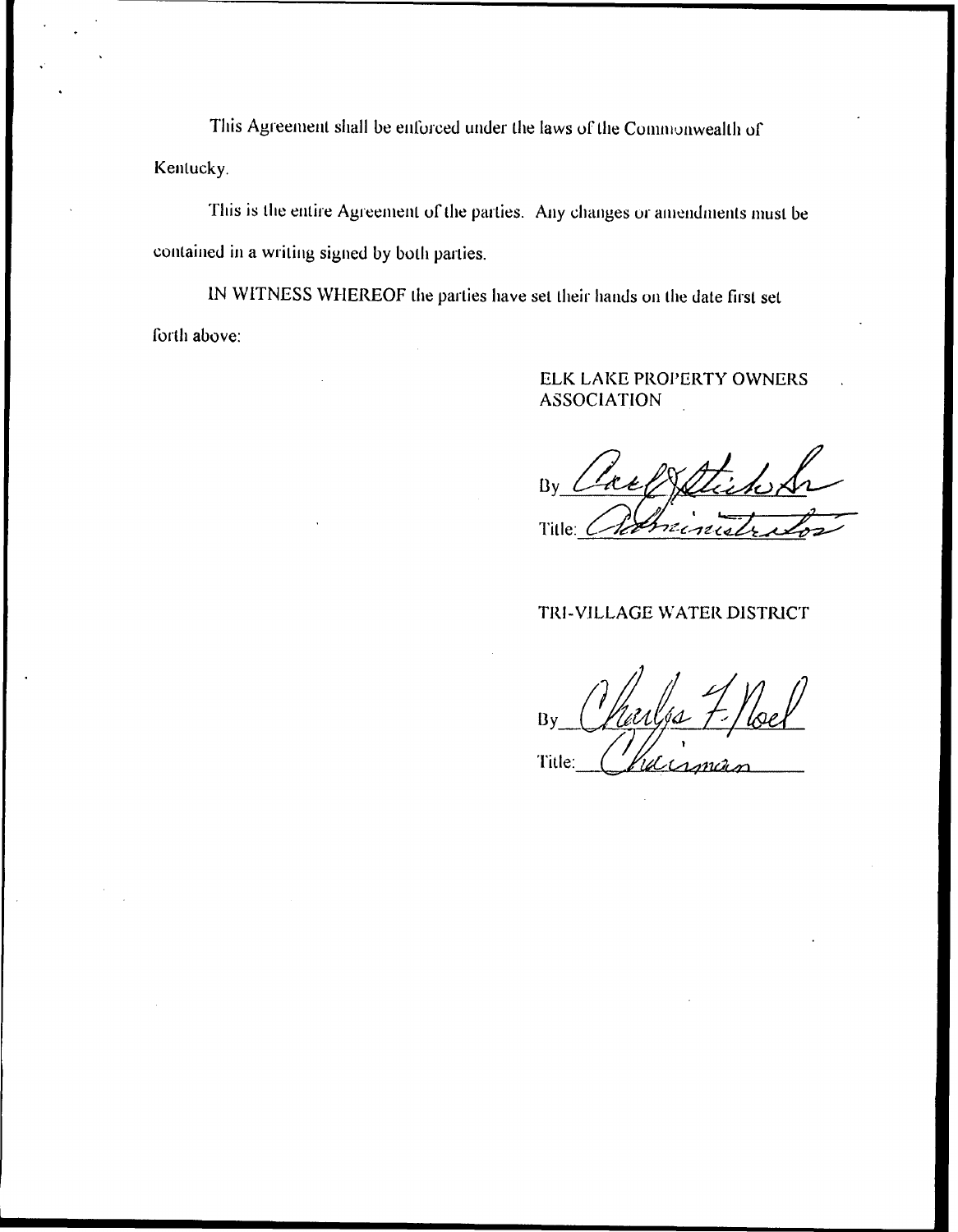This Agreement shall be enforced under the laws of the Commonwealth of Kentucky.

This is the entire Agreement of the parties. Any changes or amendments must be contained in a writing signed by both parties.

IN WITNESS WHEREOF the parties have set their hands on the date first set forth above:

ELK LAKE PROPERTY OWNERS ASSOCIATION

By: Carl J. Stich Sr.

Title: Administrator

TRI-VILLAGE WATER DISTRICT

By: Charles F. Noel

Title: Chairman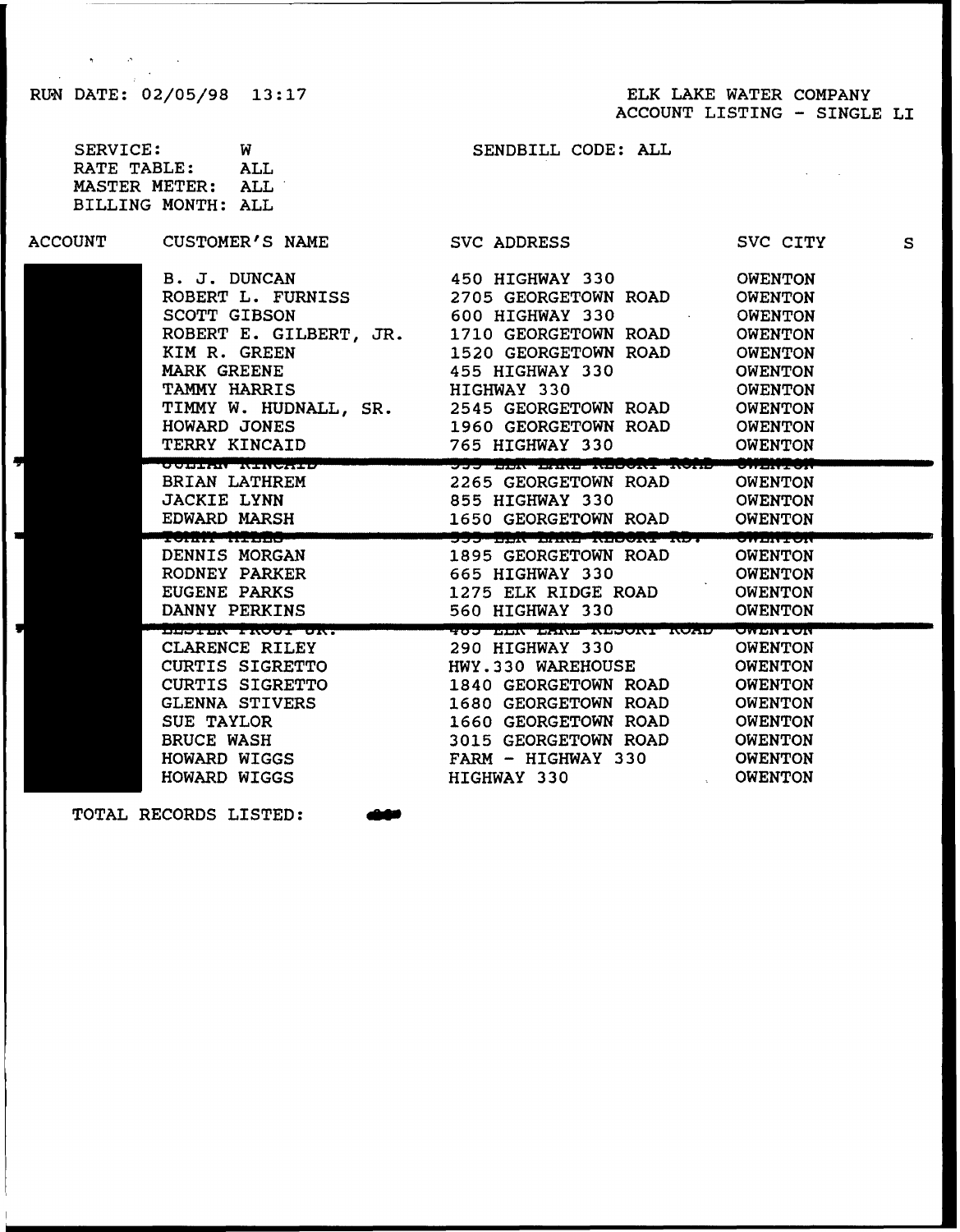RUN DATE: 02/05/98 13:17

ELK LAKE WATER COMPANY
ACCOUNT LISTING - SINGLE LI

SERVICE: W
RATE TABLE: ALL
MASTER METER: ALL
BILLING MONTH: ALL

SENDBILL CODE: ALL

| ACCOUNT | CUSTOMER'S NAME | SVC ADDRESS | SVC CITY | S |
|---|---|---|---|---|
| | B. J. DUNCAN | 450 HIGHWAY 330 | OWENTON | |
| | ROBERT L. FURNISS | 2705 GEORGETOWN ROAD | OWENTON | |
| | SCOTT GIBSON | 600 HIGHWAY 330 | OWENTON | |
| | ROBERT E. GILBERT, JR. | 1710 GEORGETOWN ROAD | OWENTON | |
| | KIM R. GREEN | 1520 GEORGETOWN ROAD | OWENTON | |
| | MARK GREENE | 455 HIGHWAY 330 | OWENTON | |
| | TAMMY HARRIS | HIGHWAY 330 | OWENTON | |
| | TIMMY W. HUDNALL, SR. | 2545 GEORGETOWN ROAD | OWENTON | |
| | HOWARD JONES | 1960 GEORGETOWN ROAD | OWENTON | |
| | TERRY KINCAID | 765 HIGHWAY 330 | OWENTON | |
| | ~~JULIAN KINCAID~~ | ~~555 ELK LAKE RESORT ROAD~~ | ~~OWENTON~~ | |
| | BRIAN LATHREM | 2265 GEORGETOWN ROAD | OWENTON | |
| | JACKIE LYNN | 855 HIGHWAY 330 | OWENTON | |
| | EDWARD MARSH | 1650 GEORGETOWN ROAD | OWENTON | |
| | ~~TOMMY MILES~~ | ~~555 ELK LAKE RESORT RD.~~ | ~~OWENTON~~ | |
| | DENNIS MORGAN | 1895 GEORGETOWN ROAD | OWENTON | |
| | RODNEY PARKER | 665 HIGHWAY 330 | OWENTON | |
| | EUGENE PARKS | 1275 ELK RIDGE ROAD | OWENTON | |
| | DANNY PERKINS | 560 HIGHWAY 330 | OWENTON | |
| | ~~LESTER PROUT JR.~~ | ~~485 ELK LAKE RESORT ROAD~~ | ~~OWENTON~~ | |
| | CLARENCE RILEY | 290 HIGHWAY 330 | OWENTON | |
| | CURTIS SIGRETTO | HWY.330 WAREHOUSE | OWENTON | |
| | CURTIS SIGRETTO | 1840 GEORGETOWN ROAD | OWENTON | |
| | GLENNA STIVERS | 1680 GEORGETOWN ROAD | OWENTON | |
| | SUE TAYLOR | 1660 GEORGETOWN ROAD | OWENTON | |
| | BRUCE WASH | 3015 GEORGETOWN ROAD | OWENTON | |
| | HOWARD WIGGS | FARM - HIGHWAY 330 | OWENTON | |
| | HOWARD WIGGS | HIGHWAY 330 | OWENTON | |

TOTAL RECORDS LISTED: